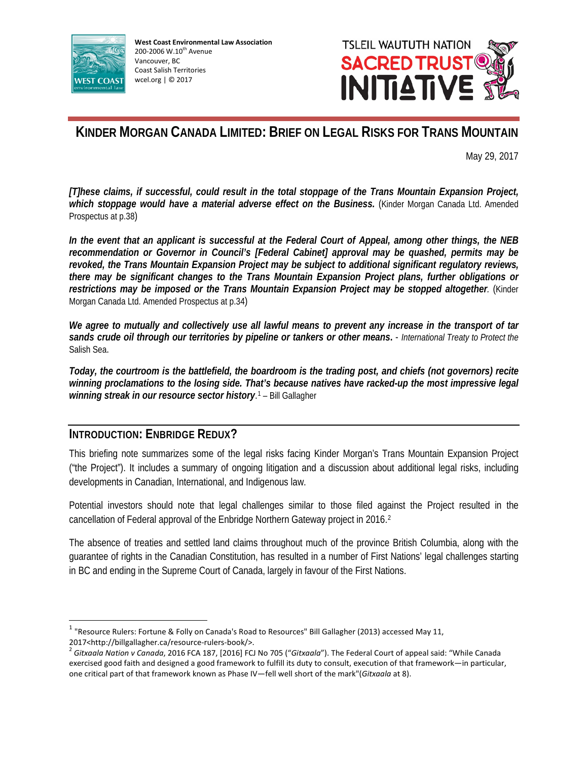West Coast Environmental Law Association
200-2006 W.10th Avenue
Vancouver, BC
Coast Salish Territories
wcel.org | © 2017

TSLEIL WAUTUTH NATION
SACRED TRUST
INITIATIVE

# KINDER MORGAN CANADA LIMITED: BRIEF ON LEGAL RISKS FOR TRANS MOUNTAIN

May 29, 2017

***[T]hese claims, if successful, could result in the total stoppage of the Trans Mountain Expansion Project, which stoppage would have a material adverse effect on the Business.*** (Kinder Morgan Canada Ltd. Amended Prospectus at p.38)

***In the event that an applicant is successful at the Federal Court of Appeal, among other things, the NEB recommendation or Governor in Council's [Federal Cabinet] approval may be quashed, permits may be revoked, the Trans Mountain Expansion Project may be subject to additional significant regulatory reviews, there may be significant changes to the Trans Mountain Expansion Project plans, further obligations or restrictions may be imposed or the Trans Mountain Expansion Project may be stopped altogether.*** (Kinder Morgan Canada Ltd. Amended Prospectus at p.34)

***We agree to mutually and collectively use all lawful means to prevent any increase in the transport of tar sands crude oil through our territories by pipeline or tankers or other means.*** - *International Treaty to Protect the* Salish Sea.

***Today, the courtroom is the battlefield, the boardroom is the trading post, and chiefs (not governors) recite winning proclamations to the losing side. That's because natives have racked-up the most impressive legal winning streak in our resource sector history***.[1] – Bill Gallagher

## INTRODUCTION: ENBRIDGE REDUX?

This briefing note summarizes some of the legal risks facing Kinder Morgan's Trans Mountain Expansion Project ("the Project"). It includes a summary of ongoing litigation and a discussion about additional legal risks, including developments in Canadian, International, and Indigenous law.

Potential investors should note that legal challenges similar to those filed against the Project resulted in the cancellation of Federal approval of the Enbridge Northern Gateway project in 2016.[2]

The absence of treaties and settled land claims throughout much of the province British Columbia, along with the guarantee of rights in the Canadian Constitution, has resulted in a number of First Nations' legal challenges starting in BC and ending in the Supreme Court of Canada, largely in favour of the First Nations.

---

[1] "Resource Rulers: Fortune & Folly on Canada's Road to Resources" Bill Gallagher (2013) accessed May 11, 2017<http://billgallagher.ca/resource-rulers-book/>.

[2] *Gitxaala Nation v Canada*, 2016 FCA 187, [2016] FCJ No 705 ("*Gitxaala*"). The Federal Court of appeal said: "While Canada exercised good faith and designed a good framework to fulfill its duty to consult, execution of that framework—in particular, one critical part of that framework known as Phase IV—fell well short of the mark"(*Gitxaala* at 8).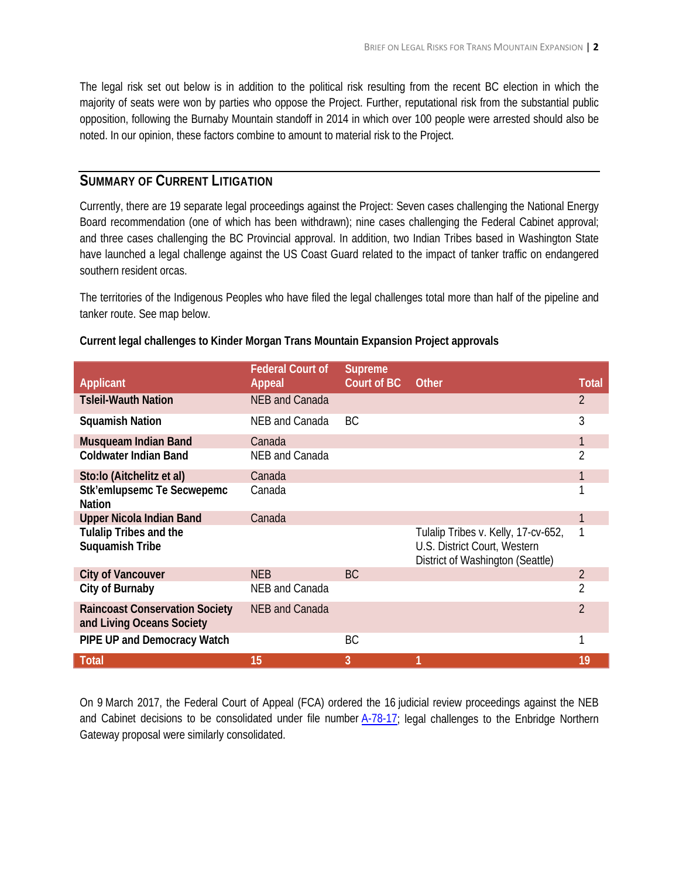The legal risk set out below is in addition to the political risk resulting from the recent BC election in which the majority of seats were won by parties who oppose the Project. Further, reputational risk from the substantial public opposition, following the Burnaby Mountain standoff in 2014 in which over 100 people were arrested should also be noted. In our opinion, these factors combine to amount to material risk to the Project.

## Summary of Current Litigation

Currently, there are 19 separate legal proceedings against the Project: Seven cases challenging the National Energy Board recommendation (one of which has been withdrawn); nine cases challenging the Federal Cabinet approval; and three cases challenging the BC Provincial approval. In addition, two Indian Tribes based in Washington State have launched a legal challenge against the US Coast Guard related to the impact of tanker traffic on endangered southern resident orcas.

The territories of the Indigenous Peoples who have filed the legal challenges total more than half of the pipeline and tanker route. See map below.

**Current legal challenges to Kinder Morgan Trans Mountain Expansion Project approvals**

| Applicant | Federal Court of Appeal | Supreme Court of BC | Other | Total |
|---|---|---|---|---|
| **Tsleil-Wauth Nation** | NEB and Canada | | | 2 |
| **Squamish Nation** | NEB and Canada | BC | | 3 |
| **Musqueam Indian Band** | Canada | | | 1 |
| **Coldwater Indian Band** | NEB and Canada | | | 2 |
| **Sto:lo (Aitchelitz et al)** | Canada | | | 1 |
| **Stk'emlupsemc Te Secwepemc Nation** | Canada | | | 1 |
| **Upper Nicola Indian Band** | Canada | | | 1 |
| **Tulalip Tribes and the Suquamish Tribe** | | | Tulalip Tribes v. Kelly, 17-cv-652, U.S. District Court, Western District of Washington (Seattle) | 1 |
| **City of Vancouver** | NEB | BC | | 2 |
| **City of Burnaby** | NEB and Canada | | | 2 |
| **Raincoast Conservation Society and Living Oceans Society** | NEB and Canada | | | 2 |
| **PIPE UP and Democracy Watch** | | BC | | 1 |
| **Total** | **15** | **3** | **1** | **19** |

On 9 March 2017, the Federal Court of Appeal (FCA) ordered the 16 judicial review proceedings against the NEB and Cabinet decisions to be consolidated under file number A-78-17; legal challenges to the Enbridge Northern Gateway proposal were similarly consolidated.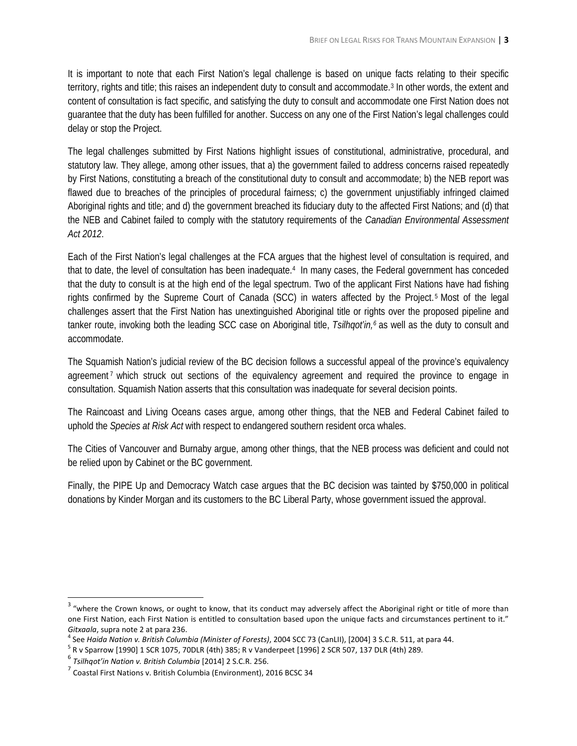It is important to note that each First Nation's legal challenge is based on unique facts relating to their specific territory, rights and title; this raises an independent duty to consult and accommodate.[3] In other words, the extent and content of consultation is fact specific, and satisfying the duty to consult and accommodate one First Nation does not guarantee that the duty has been fulfilled for another. Success on any one of the First Nation's legal challenges could delay or stop the Project.

The legal challenges submitted by First Nations highlight issues of constitutional, administrative, procedural, and statutory law. They allege, among other issues, that a) the government failed to address concerns raised repeatedly by First Nations, constituting a breach of the constitutional duty to consult and accommodate; b) the NEB report was flawed due to breaches of the principles of procedural fairness; c) the government unjustifiably infringed claimed Aboriginal rights and title; and d) the government breached its fiduciary duty to the affected First Nations; and (d) that the NEB and Cabinet failed to comply with the statutory requirements of the *Canadian Environmental Assessment Act 2012*.

Each of the First Nation's legal challenges at the FCA argues that the highest level of consultation is required, and that to date, the level of consultation has been inadequate.[4] In many cases, the Federal government has conceded that the duty to consult is at the high end of the legal spectrum. Two of the applicant First Nations have had fishing rights confirmed by the Supreme Court of Canada (SCC) in waters affected by the Project.[5] Most of the legal challenges assert that the First Nation has unextinguished Aboriginal title or rights over the proposed pipeline and tanker route, invoking both the leading SCC case on Aboriginal title, *Tsilhqot'in,*[6] as well as the duty to consult and accommodate.

The Squamish Nation's judicial review of the BC decision follows a successful appeal of the province's equivalency agreement[7] which struck out sections of the equivalency agreement and required the province to engage in consultation. Squamish Nation asserts that this consultation was inadequate for several decision points.

The Raincoast and Living Oceans cases argue, among other things, that the NEB and Federal Cabinet failed to uphold the *Species at Risk Act* with respect to endangered southern resident orca whales.

The Cities of Vancouver and Burnaby argue, among other things, that the NEB process was deficient and could not be relied upon by Cabinet or the BC government.

Finally, the PIPE Up and Democracy Watch case argues that the BC decision was tainted by $750,000 in political donations by Kinder Morgan and its customers to the BC Liberal Party, whose government issued the approval.

---

[3] "where the Crown knows, or ought to know, that its conduct may adversely affect the Aboriginal right or title of more than one First Nation, each First Nation is entitled to consultation based upon the unique facts and circumstances pertinent to it." *Gitxaala*, supra note 2 at para 236.

[4] See *Haida Nation v. British Columbia (Minister of Forests)*, 2004 SCC 73 (CanLII), [2004] 3 S.C.R. 511, at para 44.

[5] R v Sparrow [1990] 1 SCR 1075, 70DLR (4th) 385; R v Vanderpeet [1996] 2 SCR 507, 137 DLR (4th) 289.

[6] *Tsilhqot'in Nation v. British Columbia* [2014] 2 S.C.R. 256.

[7] Coastal First Nations v. British Columbia (Environment), 2016 BCSC 34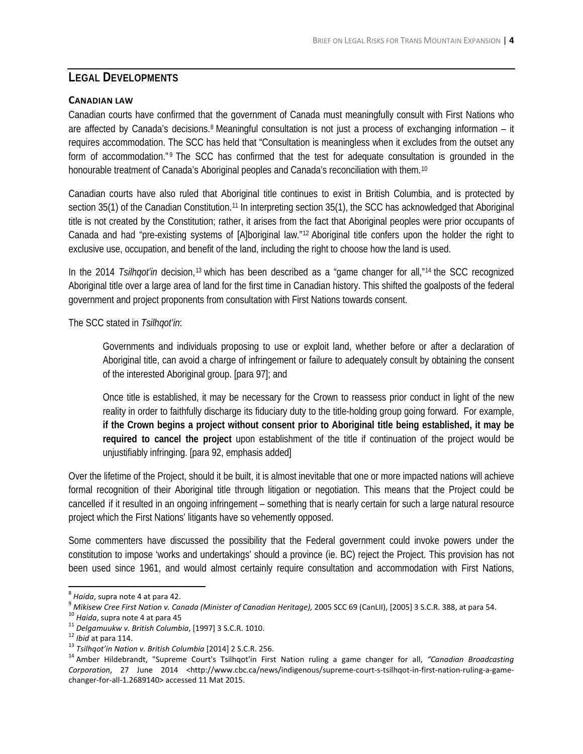## Legal Developments

### Canadian law

Canadian courts have confirmed that the government of Canada must meaningfully consult with First Nations who are affected by Canada's decisions.[8] Meaningful consultation is not just a process of exchanging information – it requires accommodation. The SCC has held that "Consultation is meaningless when it excludes from the outset any form of accommodation."[9] The SCC has confirmed that the test for adequate consultation is grounded in the honourable treatment of Canada's Aboriginal peoples and Canada's reconciliation with them.[10]

Canadian courts have also ruled that Aboriginal title continues to exist in British Columbia, and is protected by section 35(1) of the Canadian Constitution.[11] In interpreting section 35(1), the SCC has acknowledged that Aboriginal title is not created by the Constitution; rather, it arises from the fact that Aboriginal peoples were prior occupants of Canada and had "pre-existing systems of [A]boriginal law."[12] Aboriginal title confers upon the holder the right to exclusive use, occupation, and benefit of the land, including the right to choose how the land is used.

In the 2014 *Tsilhqot'in* decision,[13] which has been described as a "game changer for all,"[14] the SCC recognized Aboriginal title over a large area of land for the first time in Canadian history. This shifted the goalposts of the federal government and project proponents from consultation with First Nations towards consent.

The SCC stated in *Tsilhqot'in*:

> Governments and individuals proposing to use or exploit land, whether before or after a declaration of Aboriginal title, can avoid a charge of infringement or failure to adequately consult by obtaining the consent of the interested Aboriginal group. [para 97]; and
>
> Once title is established, it may be necessary for the Crown to reassess prior conduct in light of the new reality in order to faithfully discharge its fiduciary duty to the title-holding group going forward. For example, **if the Crown begins a project without consent prior to Aboriginal title being established, it may be required to cancel the project** upon establishment of the title if continuation of the project would be unjustifiably infringing. [para 92, emphasis added]

Over the lifetime of the Project, should it be built, it is almost inevitable that one or more impacted nations will achieve formal recognition of their Aboriginal title through litigation or negotiation. This means that the Project could be cancelled if it resulted in an ongoing infringement – something that is nearly certain for such a large natural resource project which the First Nations' litigants have so vehemently opposed.

Some commenters have discussed the possibility that the Federal government could invoke powers under the constitution to impose 'works and undertakings' should a province (ie. BC) reject the Project. This provision has not been used since 1961, and would almost certainly require consultation and accommodation with First Nations,

---

[8] *Haida*, supra note 4 at para 42.

[9] *Mikisew Cree First Nation v. Canada (Minister of Canadian Heritage),* 2005 SCC 69 (CanLII), [2005] 3 S.C.R. 388, at para 54.

[10] *Haida*, supra note 4 at para 45

[11] *Delgamuukw v. British Columbia*, [1997] 3 S.C.R. 1010.

[12] *Ibid* at para 114.

[13] *Tsilhqot'in Nation v. British Columbia* [2014] 2 S.C.R. 256.

[14] Amber Hildebrandt, "Supreme Court's Tsilhqot'in First Nation ruling a game changer for all, *"Canadian Broadcasting Corporation*, 27 June 2014 <http://www.cbc.ca/news/indigenous/supreme-court-s-tsilhqot-in-first-nation-ruling-a-game-changer-for-all-1.2689140> accessed 11 Mat 2015.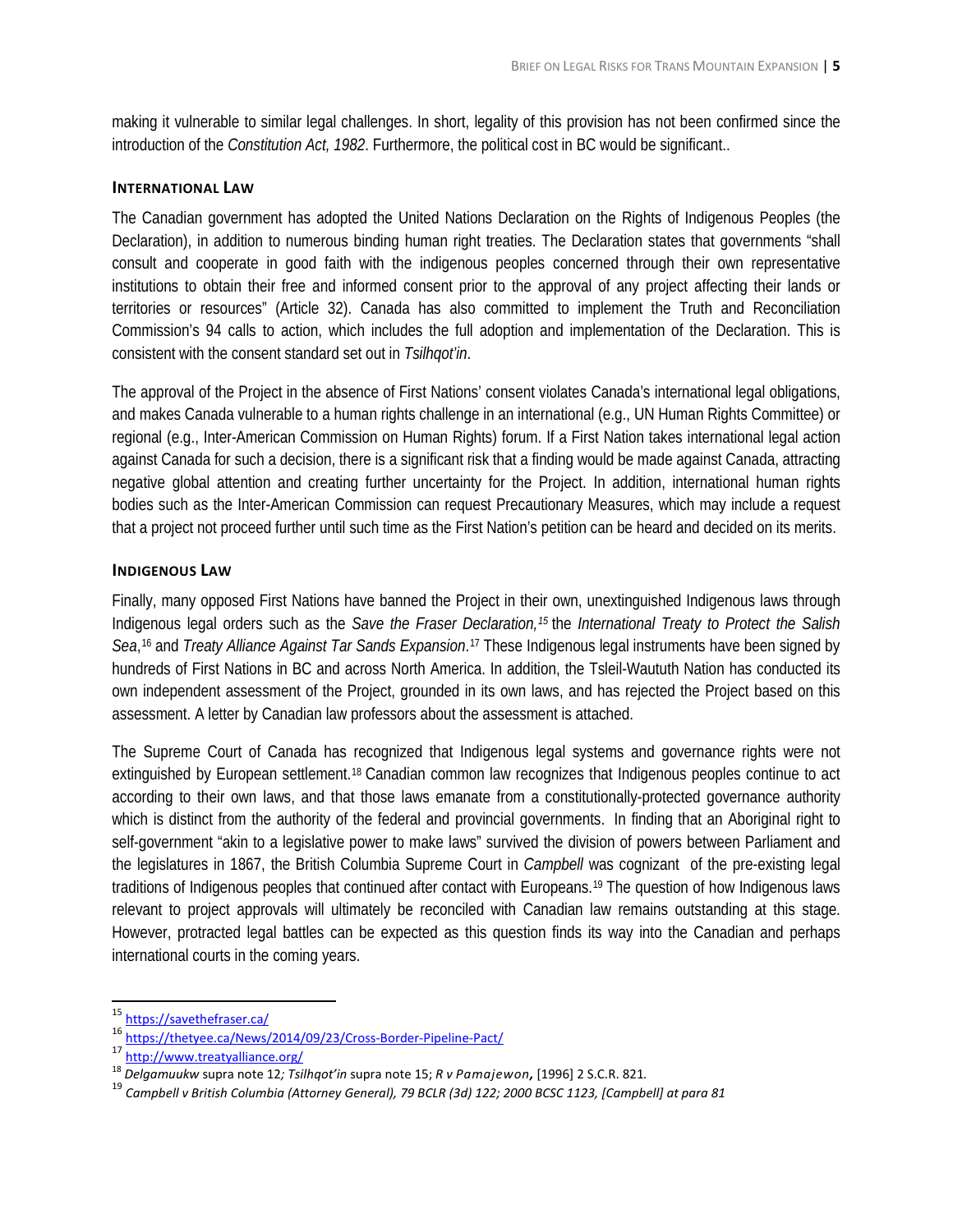making it vulnerable to similar legal challenges. In short, legality of this provision has not been confirmed since the introduction of the *Constitution Act, 1982*. Furthermore, the political cost in BC would be significant..

## INTERNATIONAL LAW

The Canadian government has adopted the United Nations Declaration on the Rights of Indigenous Peoples (the Declaration), in addition to numerous binding human right treaties. The Declaration states that governments "shall consult and cooperate in good faith with the indigenous peoples concerned through their own representative institutions to obtain their free and informed consent prior to the approval of any project affecting their lands or territories or resources" (Article 32). Canada has also committed to implement the Truth and Reconciliation Commission's 94 calls to action, which includes the full adoption and implementation of the Declaration. This is consistent with the consent standard set out in *Tsilhqot'in*.

The approval of the Project in the absence of First Nations' consent violates Canada's international legal obligations, and makes Canada vulnerable to a human rights challenge in an international (e.g., UN Human Rights Committee) or regional (e.g., Inter-American Commission on Human Rights) forum. If a First Nation takes international legal action against Canada for such a decision, there is a significant risk that a finding would be made against Canada, attracting negative global attention and creating further uncertainty for the Project. In addition, international human rights bodies such as the Inter-American Commission can request Precautionary Measures, which may include a request that a project not proceed further until such time as the First Nation's petition can be heard and decided on its merits.

## INDIGENOUS LAW

Finally, many opposed First Nations have banned the Project in their own, unextinguished Indigenous laws through Indigenous legal orders such as the *Save the Fraser Declaration,*[15] the *International Treaty to Protect the Salish Sea*,[16] and *Treaty Alliance Against Tar Sands Expansion*.[17] These Indigenous legal instruments have been signed by hundreds of First Nations in BC and across North America. In addition, the Tsleil-Waututh Nation has conducted its own independent assessment of the Project, grounded in its own laws, and has rejected the Project based on this assessment. A letter by Canadian law professors about the assessment is attached.

The Supreme Court of Canada has recognized that Indigenous legal systems and governance rights were not extinguished by European settlement.[18] Canadian common law recognizes that Indigenous peoples continue to act according to their own laws, and that those laws emanate from a constitutionally-protected governance authority which is distinct from the authority of the federal and provincial governments. In finding that an Aboriginal right to self-government "akin to a legislative power to make laws" survived the division of powers between Parliament and the legislatures in 1867, the British Columbia Supreme Court in *Campbell* was cognizant of the pre-existing legal traditions of Indigenous peoples that continued after contact with Europeans.[19] The question of how Indigenous laws relevant to project approvals will ultimately be reconciled with Canadian law remains outstanding at this stage. However, protracted legal battles can be expected as this question finds its way into the Canadian and perhaps international courts in the coming years.

---

[15] https://savethefraser.ca/

[16] https://thetyee.ca/News/2014/09/23/Cross-Border-Pipeline-Pact/

[17] http://www.treatyalliance.org/

[18] *Delgamuukw* supra note 12*; Tsilhqot'in* supra note 15; *R v Pamajewon***,** [1996] 2 S.C.R. 821.

[19] *Campbell v British Columbia (Attorney General), 79 BCLR (3d) 122; 2000 BCSC 1123, [Campbell] at para 81*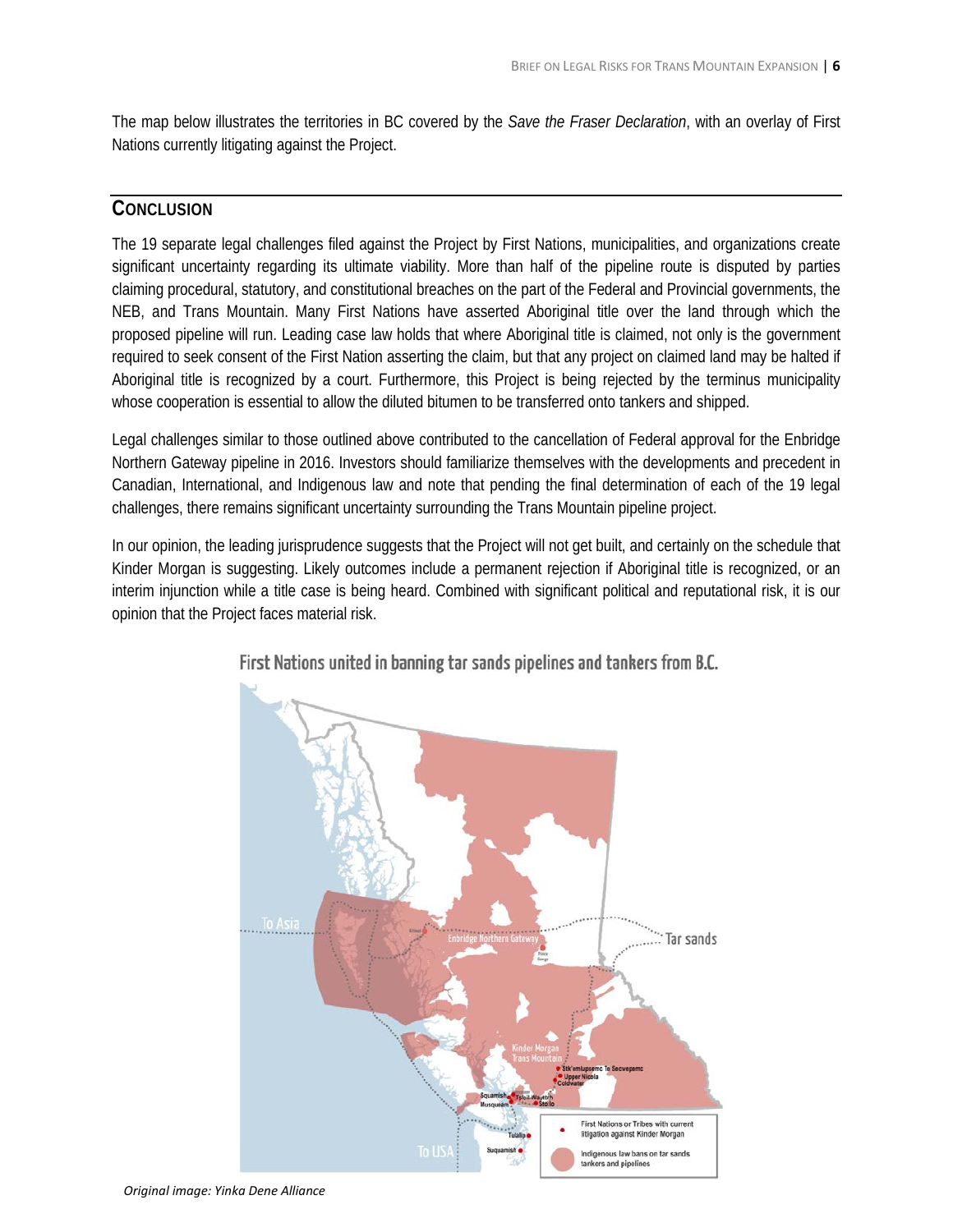The map below illustrates the territories in BC covered by the *Save the Fraser Declaration*, with an overlay of First Nations currently litigating against the Project.

## CONCLUSION

The 19 separate legal challenges filed against the Project by First Nations, municipalities, and organizations create significant uncertainty regarding its ultimate viability. More than half of the pipeline route is disputed by parties claiming procedural, statutory, and constitutional breaches on the part of the Federal and Provincial governments, the NEB, and Trans Mountain. Many First Nations have asserted Aboriginal title over the land through which the proposed pipeline will run. Leading case law holds that where Aboriginal title is claimed, not only is the government required to seek consent of the First Nation asserting the claim, but that any project on claimed land may be halted if Aboriginal title is recognized by a court. Furthermore, this Project is being rejected by the terminus municipality whose cooperation is essential to allow the diluted bitumen to be transferred onto tankers and shipped.

Legal challenges similar to those outlined above contributed to the cancellation of Federal approval for the Enbridge Northern Gateway pipeline in 2016. Investors should familiarize themselves with the developments and precedent in Canadian, International, and Indigenous law and note that pending the final determination of each of the 19 legal challenges, there remains significant uncertainty surrounding the Trans Mountain pipeline project.

In our opinion, the leading jurisprudence suggests that the Project will not get built, and certainly on the schedule that Kinder Morgan is suggesting. Likely outcomes include a permanent rejection if Aboriginal title is recognized, or an interim injunction while a title case is being heard. Combined with significant political and reputational risk, it is our opinion that the Project faces material risk.

First Nations united in banning tar sands pipelines and tankers from B.C.

To Asia
Enbridge Northern Gateway
Tar sands
Kinder Morgan Trans Mountain
Stk'emlupsemc Te Secwepemc
Upper Nicola
Coldwater
Squamish
Tsleil-Waututh
Musqueam
Sto:lo
Tulalip
Suquamish
To USA
First Nations or Tribes with current litigation against Kinder Morgan
Indigenous law bans on tar sands tankers and pipelines

*Original image: Yinka Dene Alliance*